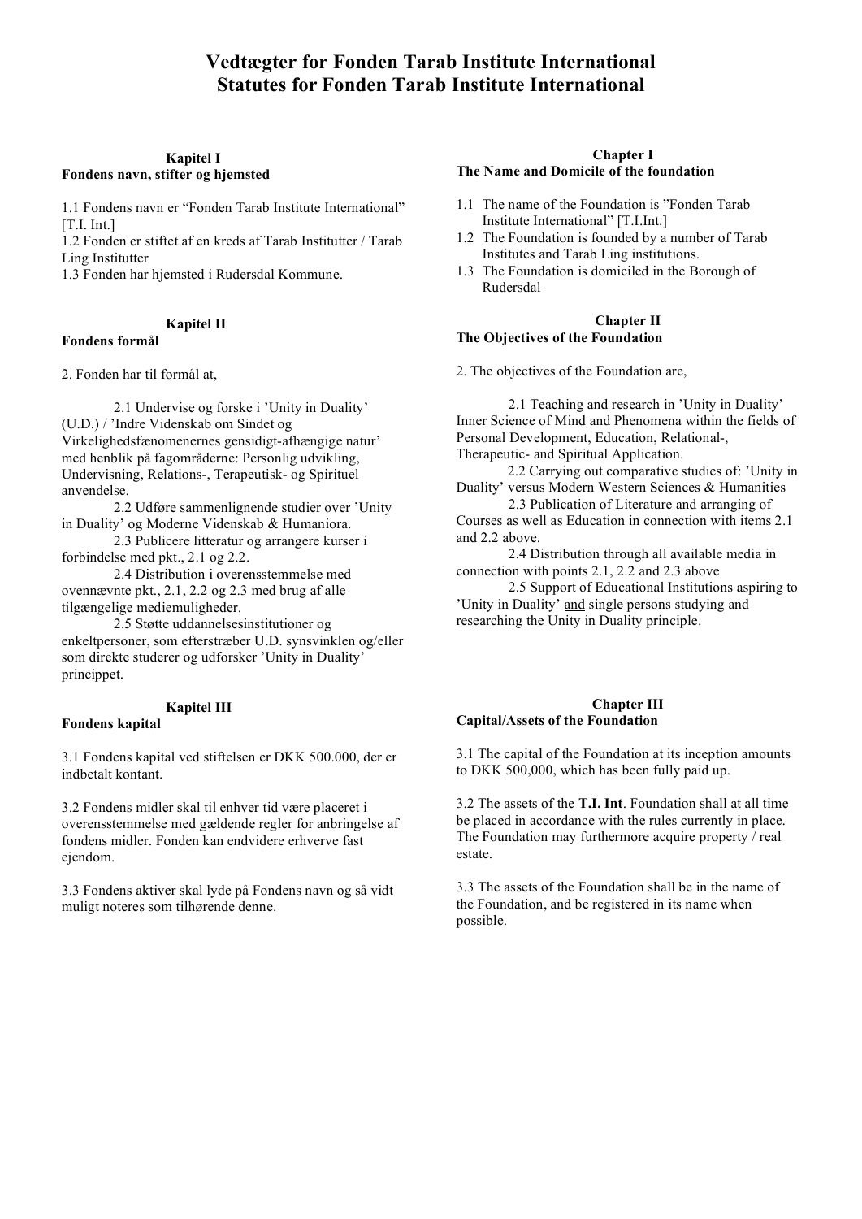# Vedtægter for Fonden Tarab Institute International
# Statutes for Fonden Tarab Institute International

### Kapitel I
**Fondens navn, stifter og hjemsted**

1.1 Fondens navn er "Fonden Tarab Institute International" [T.I. Int.]
1.2 Fonden er stiftet af en kreds af Tarab Institutter / Tarab Ling Institutter
1.3 Fonden har hjemsted i Rudersdal Kommune.

### Kapitel II
**Fondens formål**

2. Fonden har til formål at,

2.1 Undervise og forske i 'Unity in Duality' (U.D.) / 'Indre Videnskab om Sindet og Virkelighedsfænomenernes gensidigt-afhængige natur' med henblik på fagområderne: Personlig udvikling, Undervisning, Relations-, Terapeutisk- og Spirituel anvendelse.
2.2 Udføre sammenlignende studier over 'Unity in Duality' og Moderne Videnskab & Humaniora.
2.3 Publicere litteratur og arrangere kurser i forbindelse med pkt., 2.1 og 2.2.
2.4 Distribution i overensstemmelse med ovennævnte pkt., 2.1, 2.2 og 2.3 med brug af alle tilgængelige mediemuligheder.
2.5 Støtte uddannelsesinstitutioner <u>og</u> enkeltpersoner, som efterstræber U.D. synsvinklen og/eller som direkte studerer og udforsker 'Unity in Duality' princippet.

### Kapitel III
**Fondens kapital**

3.1 Fondens kapital ved stiftelsen er DKK 500.000, der er indbetalt kontant.

3.2 Fondens midler skal til enhver tid være placeret i overensstemmelse med gældende regler for anbringelse af fondens midler. Fonden kan endvidere erhverve fast ejendom.

3.3 Fondens aktiver skal lyde på Fondens navn og så vidt muligt noteres som tilhørende denne.

### Chapter I
**The Name and Domicile of the foundation**

1.1 The name of the Foundation is "Fonden Tarab Institute International" [T.I.Int.]
1.2 The Foundation is founded by a number of Tarab Institutes and Tarab Ling institutions.
1.3 The Foundation is domiciled in the Borough of Rudersdal

### Chapter II
**The Objectives of the Foundation**

2. The objectives of the Foundation are,

2.1 Teaching and research in 'Unity in Duality' Inner Science of Mind and Phenomena within the fields of Personal Development, Education, Relational-, Therapeutic- and Spiritual Application.
2.2 Carrying out comparative studies of: 'Unity in Duality' versus Modern Western Sciences & Humanities
2.3 Publication of Literature and arranging of Courses as well as Education in connection with items 2.1 and 2.2 above.
2.4 Distribution through all available media in connection with points 2.1, 2.2 and 2.3 above
2.5 Support of Educational Institutions aspiring to 'Unity in Duality' <u>and</u> single persons studying and researching the Unity in Duality principle.

### Chapter III
**Capital/Assets of the Foundation**

3.1 The capital of the Foundation at its inception amounts to DKK 500,000, which has been fully paid up.

3.2 The assets of the **T.I. Int**. Foundation shall at all time be placed in accordance with the rules currently in place. The Foundation may furthermore acquire property / real estate.

3.3 The assets of the Foundation shall be in the name of the Foundation, and be registered in its name when possible.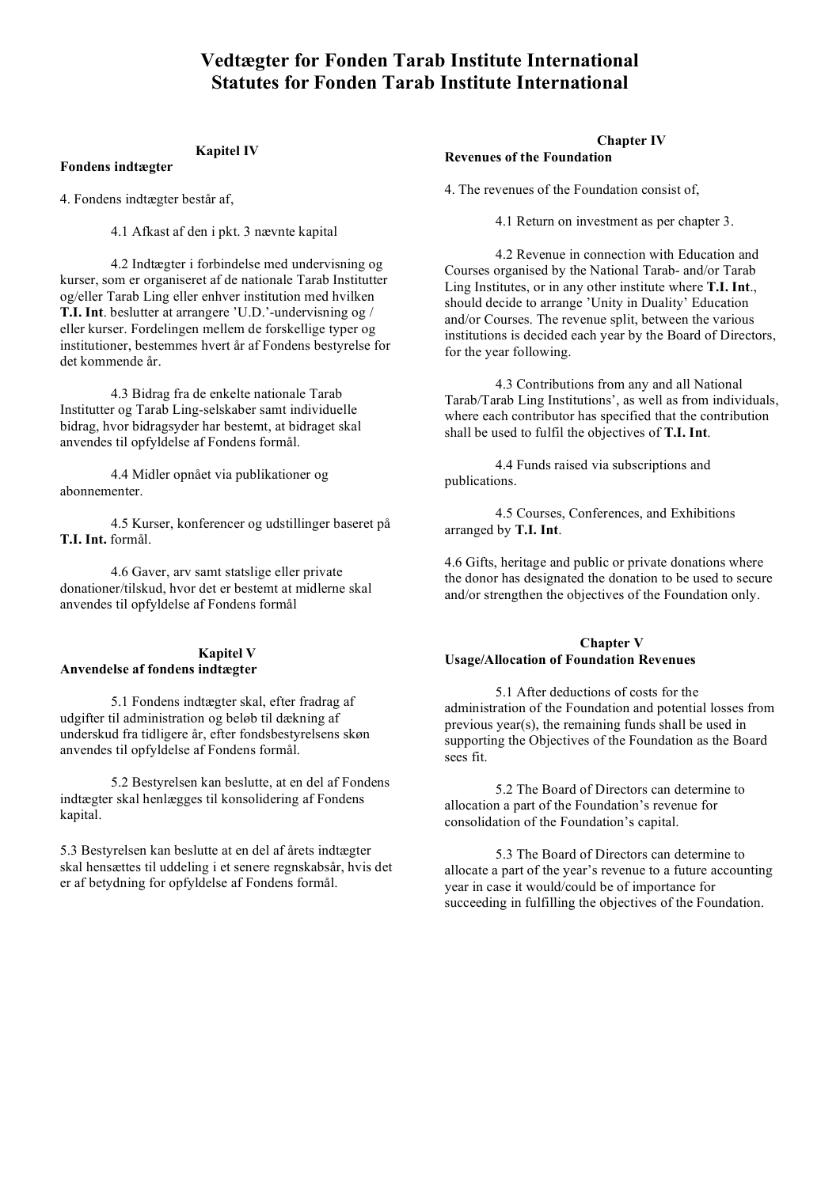# Vedtægter for Fonden Tarab Institute International
# Statutes for Fonden Tarab Institute International

### Kapitel IV
**Fondens indtægter**

4. Fondens indtægter består af,

4.1 Afkast af den i pkt. 3 nævnte kapital

4.2 Indtægter i forbindelse med undervisning og kurser, som er organiseret af de nationale Tarab Institutter og/eller Tarab Ling eller enhver institution med hvilken **T.I. Int**. beslutter at arrangere 'U.D.'-undervisning og / eller kurser. Fordelingen mellem de forskellige typer og institutioner, bestemmes hvert år af Fondens bestyrelse for det kommende år.

4.3 Bidrag fra de enkelte nationale Tarab Institutter og Tarab Ling-selskaber samt individuelle bidrag, hvor bidragsyder har bestemt, at bidraget skal anvendes til opfyldelse af Fondens formål.

4.4 Midler opnået via publikationer og abonnementer.

4.5 Kurser, konferencer og udstillinger baseret på **T.I. Int.** formål.

4.6 Gaver, arv samt statslige eller private donationer/tilskud, hvor det er bestemt at midlerne skal anvendes til opfyldelse af Fondens formål

### Kapitel V
**Anvendelse af fondens indtægter**

5.1 Fondens indtægter skal, efter fradrag af udgifter til administration og beløb til dækning af underskud fra tidligere år, efter fondsbestyrelsens skøn anvendes til opfyldelse af Fondens formål.

5.2 Bestyrelsen kan beslutte, at en del af Fondens indtægter skal henlægges til konsolidering af Fondens kapital.

5.3 Bestyrelsen kan beslutte at en del af årets indtægter skal hensættes til uddeling i et senere regnskabsår, hvis det er af betydning for opfyldelse af Fondens formål.

### Chapter IV
**Revenues of the Foundation**

4. The revenues of the Foundation consist of,

4.1 Return on investment as per chapter 3.

4.2 Revenue in connection with Education and Courses organised by the National Tarab- and/or Tarab Ling Institutes, or in any other institute where **T.I. Int**., should decide to arrange 'Unity in Duality' Education and/or Courses. The revenue split, between the various institutions is decided each year by the Board of Directors, for the year following.

4.3 Contributions from any and all National Tarab/Tarab Ling Institutions', as well as from individuals, where each contributor has specified that the contribution shall be used to fulfil the objectives of **T.I. Int**.

4.4 Funds raised via subscriptions and publications.

4.5 Courses, Conferences, and Exhibitions arranged by **T.I. Int**.

4.6 Gifts, heritage and public or private donations where the donor has designated the donation to be used to secure and/or strengthen the objectives of the Foundation only.

### Chapter V
**Usage/Allocation of Foundation Revenues**

5.1 After deductions of costs for the administration of the Foundation and potential losses from previous year(s), the remaining funds shall be used in supporting the Objectives of the Foundation as the Board sees fit.

5.2 The Board of Directors can determine to allocation a part of the Foundation's revenue for consolidation of the Foundation's capital.

5.3 The Board of Directors can determine to allocate a part of the year's revenue to a future accounting year in case it would/could be of importance for succeeding in fulfilling the objectives of the Foundation.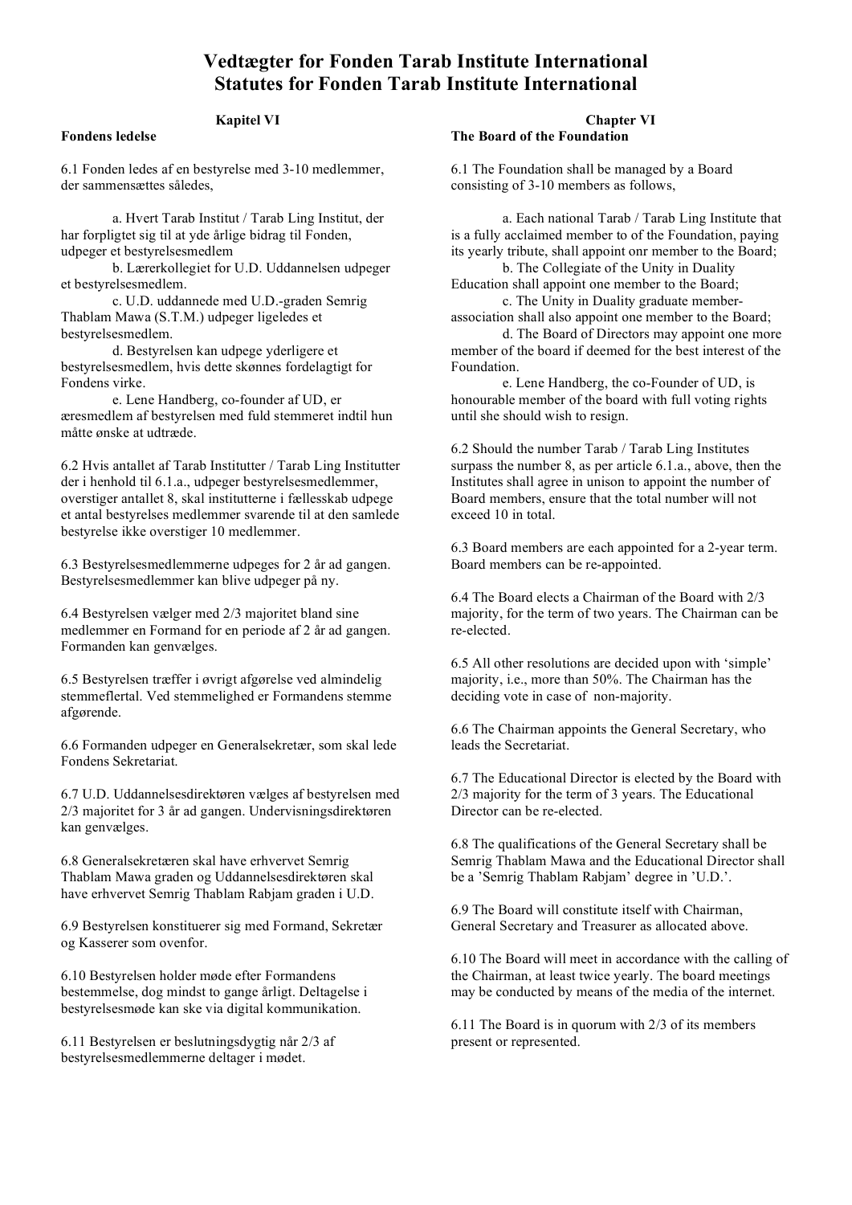# Vedtægter for Fonden Tarab Institute International
# Statutes for Fonden Tarab Institute International

## Kapitel VI

**Fondens ledelse**

6.1 Fonden ledes af en bestyrelse med 3-10 medlemmer, der sammensættes således,

a. Hvert Tarab Institut / Tarab Ling Institut, der har forpligtet sig til at yde årlige bidrag til Fonden, udpeger et bestyrelsesmedlem

b. Lærerkollegiet for U.D. Uddannelsen udpeger et bestyrelsesmedlem.

c. U.D. uddannede med U.D.-graden Semrig Thablam Mawa (S.T.M.) udpeger ligeledes et bestyrelsesmedlem.

d. Bestyrelsen kan udpege yderligere et bestyrelsesmedlem, hvis dette skønnes fordelagtigt for Fondens virke.

e. Lene Handberg, co-founder af UD, er æresmedlem af bestyrelsen med fuld stemmeret indtil hun måtte ønske at udtræde.

6.2 Hvis antallet af Tarab Institutter / Tarab Ling Institutter der i henhold til 6.1.a., udpeger bestyrelsesmedlemmer, overstiger antallet 8, skal institutterne i fællesskab udpege et antal bestyrelses medlemmer svarende til at den samlede bestyrelse ikke overstiger 10 medlemmer.

6.3 Bestyrelsesmedlemmerne udpeges for 2 år ad gangen. Bestyrelsesmedlemmer kan blive udpeger på ny.

6.4 Bestyrelsen vælger med 2/3 majoritet bland sine medlemmer en Formand for en periode af 2 år ad gangen. Formanden kan genvælges.

6.5 Bestyrelsen træffer i øvrigt afgørelse ved almindelig stemmeflertal. Ved stemmelighed er Formandens stemme afgørende.

6.6 Formanden udpeger en Generalsekretær, som skal lede Fondens Sekretariat.

6.7 U.D. Uddannelsesdirektøren vælges af bestyrelsen med 2/3 majoritet for 3 år ad gangen. Undervisningsdirektøren kan genvælges.

6.8 Generalsekretæren skal have erhvervet Semrig Thablam Mawa graden og Uddannelsesdirektøren skal have erhvervet Semrig Thablam Rabjam graden i U.D.

6.9 Bestyrelsen konstituerer sig med Formand, Sekretær og Kasserer som ovenfor.

6.10 Bestyrelsen holder møde efter Formandens bestemmelse, dog mindst to gange årligt. Deltagelse i bestyrelsesmøde kan ske via digital kommunikation.

6.11 Bestyrelsen er beslutningsdygtig når 2/3 af bestyrelsesmedlemmerne deltager i mødet.

## Chapter VI

**The Board of the Foundation**

6.1 The Foundation shall be managed by a Board consisting of 3-10 members as follows,

a. Each national Tarab / Tarab Ling Institute that is a fully acclaimed member to of the Foundation, paying its yearly tribute, shall appoint onr member to the Board;

b. The Collegiate of the Unity in Duality Education shall appoint one member to the Board;

c. The Unity in Duality graduate member-association shall also appoint one member to the Board;

d. The Board of Directors may appoint one more member of the board if deemed for the best interest of the Foundation.

e. Lene Handberg, the co-Founder of UD, is honourable member of the board with full voting rights until she should wish to resign.

6.2 Should the number Tarab / Tarab Ling Institutes surpass the number 8, as per article 6.1.a., above, then the Institutes shall agree in unison to appoint the number of Board members, ensure that the total number will not exceed 10 in total.

6.3 Board members are each appointed for a 2-year term. Board members can be re-appointed.

6.4 The Board elects a Chairman of the Board with 2/3 majority, for the term of two years. The Chairman can be re-elected.

6.5 All other resolutions are decided upon with 'simple' majority, i.e., more than 50%. The Chairman has the deciding vote in case of non-majority.

6.6 The Chairman appoints the General Secretary, who leads the Secretariat.

6.7 The Educational Director is elected by the Board with 2/3 majority for the term of 3 years. The Educational Director can be re-elected.

6.8 The qualifications of the General Secretary shall be Semrig Thablam Mawa and the Educational Director shall be a 'Semrig Thablam Rabjam' degree in 'U.D.'.

6.9 The Board will constitute itself with Chairman, General Secretary and Treasurer as allocated above.

6.10 The Board will meet in accordance with the calling of the Chairman, at least twice yearly. The board meetings may be conducted by means of the media of the internet.

6.11 The Board is in quorum with 2/3 of its members present or represented.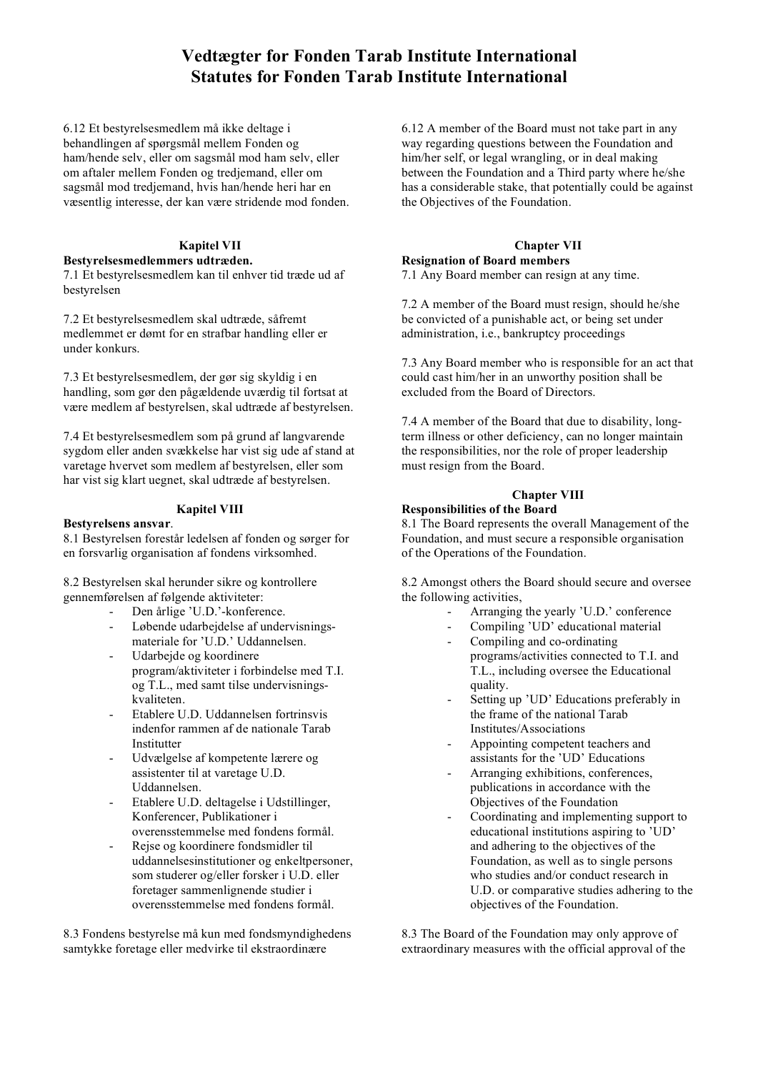# Vedtægter for Fonden Tarab Institute International
# Statutes for Fonden Tarab Institute International

6.12 Et bestyrelsesmedlem må ikke deltage i behandlingen af spørgsmål mellem Fonden og ham/hende selv, eller om sagsmål mod ham selv, eller om aftaler mellem Fonden og tredjemand, eller mod sagsmål mod tredjemand, hvis han/hende heri har en væsentlig interesse, der kan være stridende mod fonden.

### Kapitel VII

**Bestyrelsesmedlemmers udtræden.**

7.1 Et bestyrelsesmedlem kan til enhver tid træde ud af bestyrelsen

7.2 Et bestyrelsesmedlem skal udtræde, såfremt medlemmet er dømt for en strafbar handling eller er under konkurs.

7.3 Et bestyrelsesmedlem, der gør sig skyldig i en handling, som gør den pågældende uværdig til fortsat at være medlem af bestyrelsen, skal udtræde af bestyrelsen.

7.4 Et bestyrelsesmedlem som på grund af langvarende sygdom eller anden svækkelse har vist sig ude af stand at varetage hvervet som medlem af bestyrelsen, eller som har vist sig klart uegnet, skal udtræde af bestyrelsen.

### Kapitel VIII

**Bestyrelsens ansvar**.

8.1 Bestyrelsen forestår ledelsen af fonden og sørger for en forsvarlig organisation af fondens virksomhed.

8.2 Bestyrelsen skal herunder sikre og kontrollere gennemførelsen af følgende aktiviteter:

- Den årlige 'U.D.'-konference.
- Løbende udarbejdelse af undervisnings-materiale for 'U.D.' Uddannelsen.
- Udarbejde og koordinere program/aktiviteter i forbindelse med T.I. og T.L., med samt tilse undervisnings-kvaliteten.
- Etablere U.D. Uddannelsen fortrinsvis indenfor rammen af de nationale Tarab Institutter
- Udvælgelse af kompetente lærere og assistenter til at varetage U.D. Uddannelsen.
- Etablere U.D. deltagelse i Udstillinger, Konferencer, Publikationer i overensstemmelse med fondens formål.
- Rejse og koordinere fondsmidler til uddannelsesinstitutioner og enkeltpersoner, som studerer og/eller forsker i U.D. eller foretager sammenlignende studier i overensstemmelse med fondens formål.

8.3 Fondens bestyrelse må kun med fondsmyndighedens samtykke foretage eller medvirke til ekstraordinære

---

6.12 A member of the Board must not take part in any way regarding questions between the Foundation and him/her self, or legal wrangling, or in deal making between the Foundation and a Third party where he/she has a considerable stake, that potentially could be against the Objectives of the Foundation.

### Chapter VII

**Resignation of Board members**

7.1 Any Board member can resign at any time.

7.2 A member of the Board must resign, should he/she be convicted of a punishable act, or being set under administration, i.e., bankruptcy proceedings

7.3 Any Board member who is responsible for an act that could cast him/her in an unworthy position shall be excluded from the Board of Directors.

7.4 A member of the Board that due to disability, long-term illness or other deficiency, can no longer maintain the responsibilities, nor the role of proper leadership must resign from the Board.

### Chapter VIII

**Responsibilities of the Board**

8.1 The Board represents the overall Management of the Foundation, and must secure a responsible organisation of the Operations of the Foundation.

8.2 Amongst others the Board should secure and oversee the following activities,

- Arranging the yearly 'U.D.' conference
- Compiling 'UD' educational material
- Compiling and co-ordinating programs/activities connected to T.I. and T.L., including oversee the Educational quality.
- Setting up 'UD' Educations preferably in the frame of the national Tarab Institutes/Associations
- Appointing competent teachers and assistants for the 'UD' Educations
- Arranging exhibitions, conferences, publications in accordance with the Objectives of the Foundation
- Coordinating and implementing support to educational institutions aspiring to 'UD' and adhering to the objectives of the Foundation, as well as to single persons who studies and/or conduct research in U.D. or comparative studies adhering to the objectives of the Foundation.

8.3 The Board of the Foundation may only approve of extraordinary measures with the official approval of the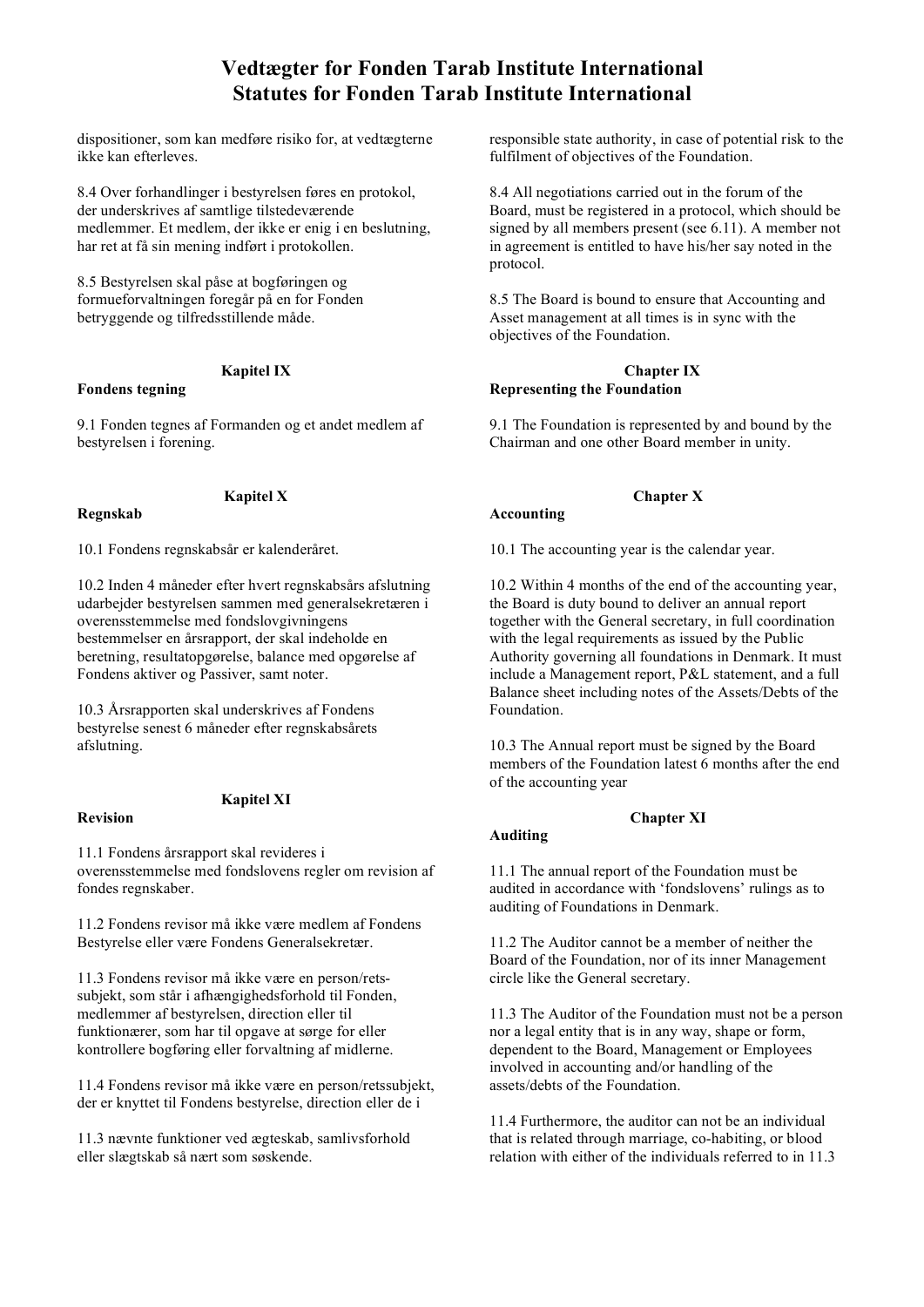dispositioner, som kan medføre risiko for, at vedtægterne ikke kan efterleves.

8.4 Over forhandlinger i bestyrelsen føres en protokol, der underskrives af samtlige tilstedeværende medlemmer. Et medlem, der ikke er enig i en beslutning, har ret at få sin mening indført i protokollen.

8.5 Bestyrelsen skal påse at bogføringen og formueforvaltningen foregår på en for Fonden betryggende og tilfredsstillende måde.

### Kapitel IX
**Fondens tegning**

9.1 Fonden tegnes af Formanden og et andet medlem af bestyrelsen i forening.

### Kapitel X
**Regnskab**

10.1 Fondens regnskabsår er kalenderåret.

10.2 Inden 4 måneder efter hvert regnskabsårs afslutning udarbejder bestyrelsen sammen med generalsekretæren i overensstemmelse med fondslovgivningens bestemmelser en årsrapport, der skal indeholde en beretning, resultatopgørelse, balance med opgørelse af Fondens aktiver og Passiver, samt noter.

10.3 Årsrapporten skal underskrives af Fondens bestyrelse senest 6 måneder efter regnskabsårets afslutning.

### Kapitel XI
**Revision**

11.1 Fondens årsrapport skal revideres i overensstemmelse med fondslovens regler om revision af fondes regnskaber.

11.2 Fondens revisor må ikke være medlem af Fondens Bestyrelse eller være Fondens Generalsekretær.

11.3 Fondens revisor må ikke være en person/rets-subjekt, som står i afhængighedsforhold til Fonden, medlemmer af bestyrelsen, direction eller til funktionærer, som har til opgave at sørge for eller kontrollere bogføring eller forvaltning af midlerne.

11.4 Fondens revisor må ikke være en person/retssubjekt, der er knyttet til Fondens bestyrelse, direction eller de i

11.3 nævnte funktioner ved ægteskab, samlivsforhold eller slægtskab så nært som søskende.

---

responsible state authority, in case of potential risk to the fulfilment of objectives of the Foundation.

8.4 All negotiations carried out in the forum of the Board, must be registered in a protocol, which should be signed by all members present (see 6.11). A member not in agreement is entitled to have his/her say noted in the protocol.

8.5 The Board is bound to ensure that Accounting and Asset management at all times is in sync with the objectives of the Foundation.

### Chapter IX
**Representing the Foundation**

9.1 The Foundation is represented by and bound by the Chairman and one other Board member in unity.

### Chapter X
**Accounting**

10.1 The accounting year is the calendar year.

10.2 Within 4 months of the end of the accounting year, the Board is duty bound to deliver an annual report together with the General secretary, in full coordination with the legal requirements as issued by the Public Authority governing all foundations in Denmark. It must include a Management report, P&L statement, and a full Balance sheet including notes of the Assets/Debts of the Foundation.

10.3 The Annual report must be signed by the Board members of the Foundation latest 6 months after the end of the accounting year

### Chapter XI
**Auditing**

11.1 The annual report of the Foundation must be audited in accordance with 'fondslovens' rulings as to auditing of Foundations in Denmark.

11.2 The Auditor cannot be a member of neither the Board of the Foundation, nor of its inner Management circle like the General secretary.

11.3 The Auditor of the Foundation must not be a person nor a legal entity that is in any way, shape or form, dependent to the Board, Management or Employees involved in accounting and/or handling of the assets/debts of the Foundation.

11.4 Furthermore, the auditor can not be an individual that is related through marriage, co-habiting, or blood relation with either of the individuals referred to in 11.3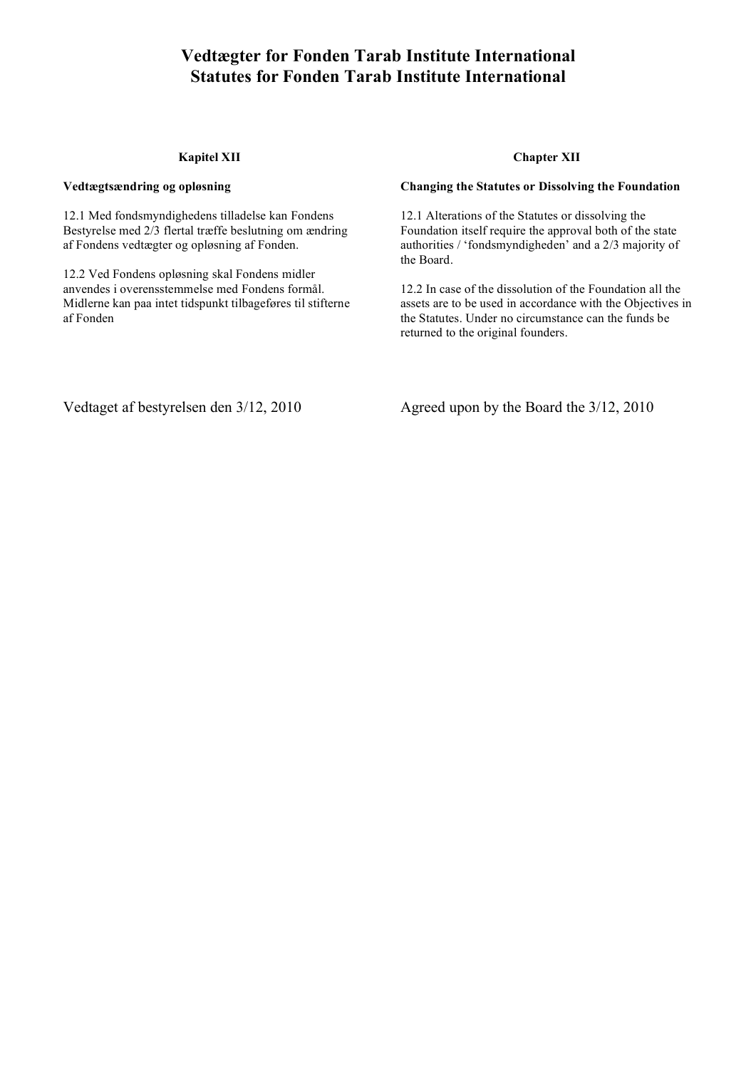# Vedtægter for Fonden Tarab Institute International
# Statutes for Fonden Tarab Institute International

### Kapitel XII

**Vedtægtsændring og opløsning**

12.1 Med fondsmyndighedens tilladelse kan Fondens Bestyrelse med 2/3 flertal træffe beslutning om ændring af Fondens vedtægter og opløsning af Fonden.

12.2 Ved Fondens opløsning skal Fondens midler anvendes i overensstemmelse med Fondens formål. Midlerne kan paa intet tidspunkt tilbageføres til stifterne af Fonden

Vedtaget af bestyrelsen den 3/12, 2010

### Chapter XII

**Changing the Statutes or Dissolving the Foundation**

12.1 Alterations of the Statutes or dissolving the Foundation itself require the approval both of the state authorities / 'fondsmyndigheden' and a 2/3 majority of the Board.

12.2 In case of the dissolution of the Foundation all the assets are to be used in accordance with the Objectives in the Statutes. Under no circumstance can the funds be returned to the original founders.

Agreed upon by the Board the 3/12, 2010